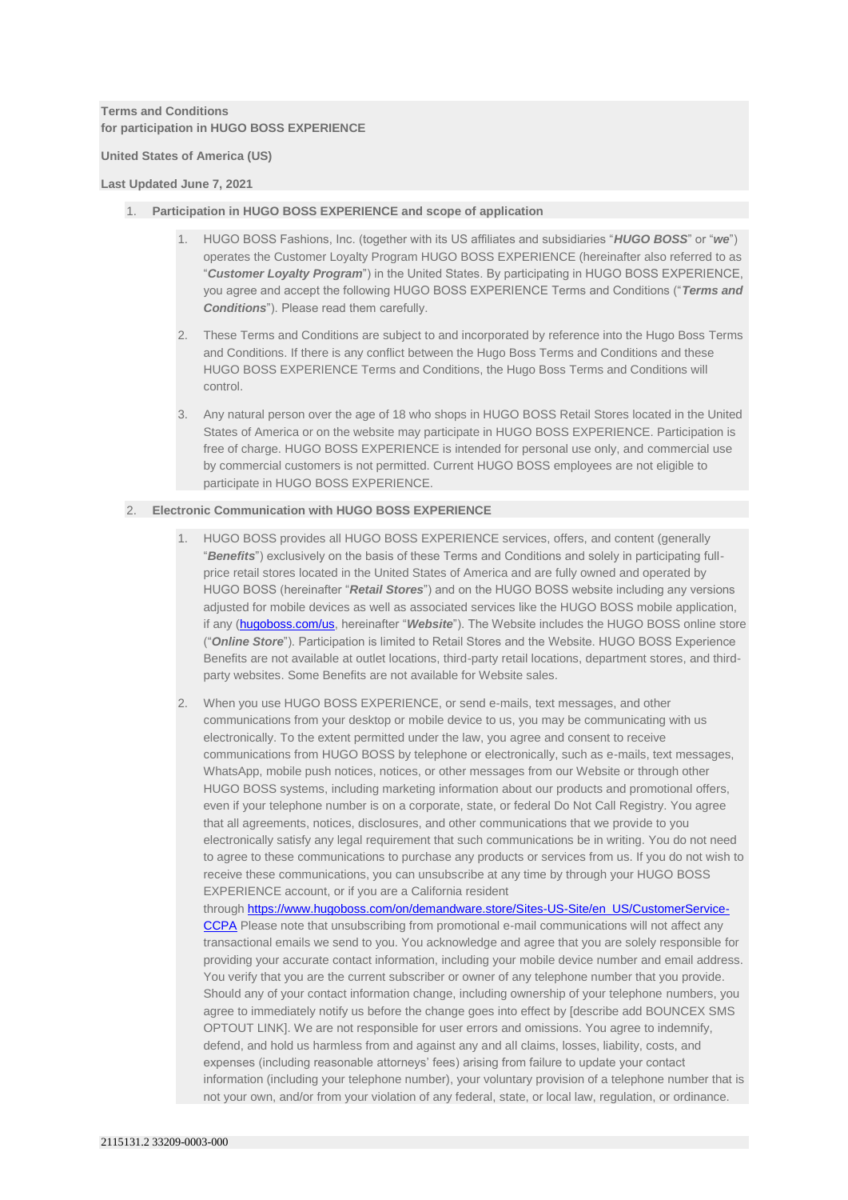**Terms and Conditions**
**for participation in HUGO BOSS EXPERIENCE**

**United States of America (US)**

**Last Updated June 7, 2021**

1. **Participation in HUGO BOSS EXPERIENCE and scope of application**

    1. HUGO BOSS Fashions, Inc. (together with its US affiliates and subsidiaries "***HUGO BOSS***" or "***we***") operates the Customer Loyalty Program HUGO BOSS EXPERIENCE (hereinafter also referred to as "***Customer Loyalty Program***") in the United States. By participating in HUGO BOSS EXPERIENCE, you agree and accept the following HUGO BOSS EXPERIENCE Terms and Conditions ("***Terms and Conditions***"). Please read them carefully.

    2. These Terms and Conditions are subject to and incorporated by reference into the Hugo Boss Terms and Conditions. If there is any conflict between the Hugo Boss Terms and Conditions and these HUGO BOSS EXPERIENCE Terms and Conditions, the Hugo Boss Terms and Conditions will control.

    3. Any natural person over the age of 18 who shops in HUGO BOSS Retail Stores located in the United States of America or on the website may participate in HUGO BOSS EXPERIENCE. Participation is free of charge. HUGO BOSS EXPERIENCE is intended for personal use only, and commercial use by commercial customers is not permitted. Current HUGO BOSS employees are not eligible to participate in HUGO BOSS EXPERIENCE.

2. **Electronic Communication with HUGO BOSS EXPERIENCE**

    1. HUGO BOSS provides all HUGO BOSS EXPERIENCE services, offers, and content (generally "***Benefits***") exclusively on the basis of these Terms and Conditions and solely in participating full-price retail stores located in the United States of America and are fully owned and operated by HUGO BOSS (hereinafter "***Retail Stores***") and on the HUGO BOSS website including any versions adjusted for mobile devices as well as associated services like the HUGO BOSS mobile application, if any (hugoboss.com/us, hereinafter "***Website***"). The Website includes the HUGO BOSS online store ("***Online Store***"). Participation is limited to Retail Stores and the Website. HUGO BOSS Experience Benefits are not available at outlet locations, third-party retail locations, department stores, and third-party websites. Some Benefits are not available for Website sales.

    2. When you use HUGO BOSS EXPERIENCE, or send e-mails, text messages, and other communications from your desktop or mobile device to us, you may be communicating with us electronically. To the extent permitted under the law, you agree and consent to receive communications from HUGO BOSS by telephone or electronically, such as e-mails, text messages, WhatsApp, mobile push notices, notices, or other messages from our Website or through other HUGO BOSS systems, including marketing information about our products and promotional offers, even if your telephone number is on a corporate, state, or federal Do Not Call Registry. You agree that all agreements, notices, disclosures, and other communications that we provide to you electronically satisfy any legal requirement that such communications be in writing. You do not need to agree to these communications to purchase any products or services from us. If you do not wish to receive these communications, you can unsubscribe at any time by through your HUGO BOSS EXPERIENCE account, or if you are a California resident through https://www.hugoboss.com/on/demandware.store/Sites-US-Site/en_US/CustomerService-CCPA Please note that unsubscribing from promotional e-mail communications will not affect any transactional emails we send to you. You acknowledge and agree that you are solely responsible for providing your accurate contact information, including your mobile device number and email address. You verify that you are the current subscriber or owner of any telephone number that you provide. Should any of your contact information change, including ownership of your telephone numbers, you agree to immediately notify us before the change goes into effect by [describe add BOUNCEX SMS OPTOUT LINK]. We are not responsible for user errors and omissions. You agree to indemnify, defend, and hold us harmless from and against any and all claims, losses, liability, costs, and expenses (including reasonable attorneys' fees) arising from failure to update your contact information (including your telephone number), your voluntary provision of a telephone number that is not your own, and/or from your violation of any federal, state, or local law, regulation, or ordinance.

2115131.2 33209-0003-000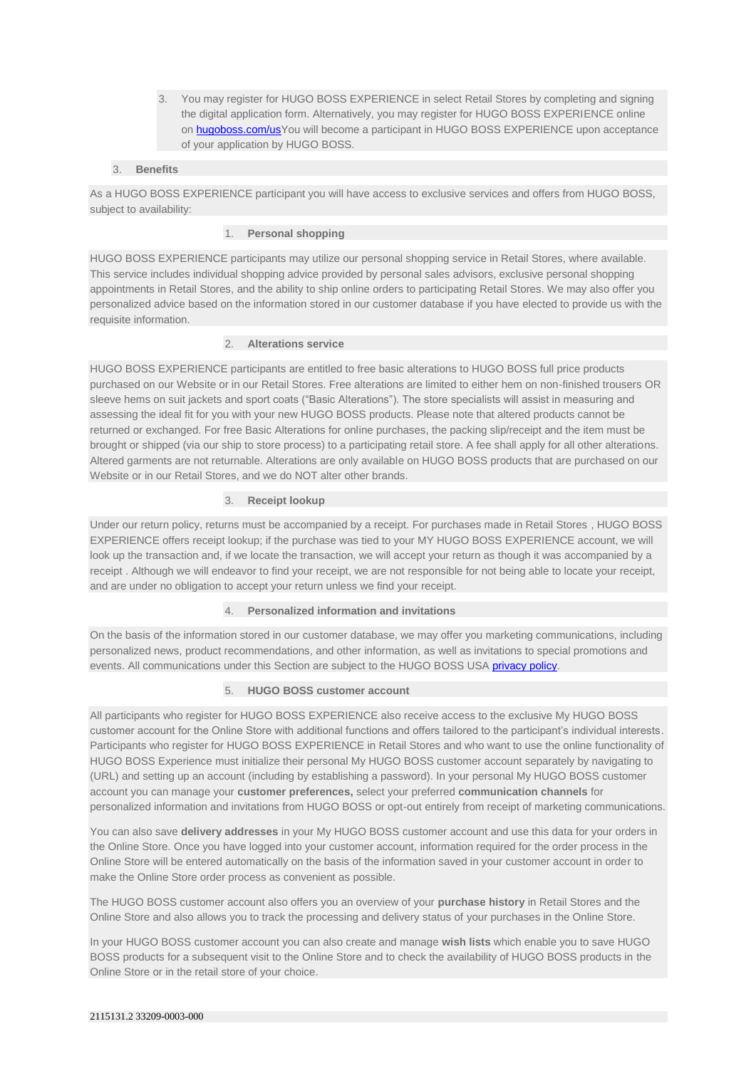3. You may register for HUGO BOSS EXPERIENCE in select Retail Stores by completing and signing the digital application form. Alternatively, you may register for HUGO BOSS EXPERIENCE online on [hugoboss.com/us](hugoboss.com/us)You will become a participant in HUGO BOSS EXPERIENCE upon acceptance of your application by HUGO BOSS.

## 3. Benefits

As a HUGO BOSS EXPERIENCE participant you will have access to exclusive services and offers from HUGO BOSS, subject to availability:

### 1. Personal shopping

HUGO BOSS EXPERIENCE participants may utilize our personal shopping service in Retail Stores, where available. This service includes individual shopping advice provided by personal sales advisors, exclusive personal shopping appointments in Retail Stores, and the ability to ship online orders to participating Retail Stores. We may also offer you personalized advice based on the information stored in our customer database if you have elected to provide us with the requisite information.

### 2. Alterations service

HUGO BOSS EXPERIENCE participants are entitled to free basic alterations to HUGO BOSS full price products purchased on our Website or in our Retail Stores. Free alterations are limited to either hem on non-finished trousers OR sleeve hems on suit jackets and sport coats ("Basic Alterations"). The store specialists will assist in measuring and assessing the ideal fit for you with your new HUGO BOSS products. Please note that altered products cannot be returned or exchanged. For free Basic Alterations for online purchases, the packing slip/receipt and the item must be brought or shipped (via our ship to store process) to a participating retail store. A fee shall apply for all other alterations. Altered garments are not returnable. Alterations are only available on HUGO BOSS products that are purchased on our Website or in our Retail Stores, and we do NOT alter other brands.

### 3. Receipt lookup

Under our return policy, returns must be accompanied by a receipt. For purchases made in Retail Stores , HUGO BOSS EXPERIENCE offers receipt lookup; if the purchase was tied to your MY HUGO BOSS EXPERIENCE account, we will look up the transaction and, if we locate the transaction, we will accept your return as though it was accompanied by a receipt . Although we will endeavor to find your receipt, we are not responsible for not being able to locate your receipt, and are under no obligation to accept your return unless we find your receipt.

### 4. Personalized information and invitations

On the basis of the information stored in our customer database, we may offer you marketing communications, including personalized news, product recommendations, and other information, as well as invitations to special promotions and events. All communications under this Section are subject to the HUGO BOSS USA privacy policy.

### 5. HUGO BOSS customer account

All participants who register for HUGO BOSS EXPERIENCE also receive access to the exclusive My HUGO BOSS customer account for the Online Store with additional functions and offers tailored to the participant's individual interests. Participants who register for HUGO BOSS EXPERIENCE in Retail Stores and who want to use the online functionality of HUGO BOSS Experience must initialize their personal My HUGO BOSS customer account separately by navigating to (URL) and setting up an account (including by establishing a password). In your personal My HUGO BOSS customer account you can manage your **customer preferences,** select your preferred **communication channels** for personalized information and invitations from HUGO BOSS or opt-out entirely from receipt of marketing communications.

You can also save **delivery addresses** in your My HUGO BOSS customer account and use this data for your orders in the Online Store. Once you have logged into your customer account, information required for the order process in the Online Store will be entered automatically on the basis of the information saved in your customer account in order to make the Online Store order process as convenient as possible.

The HUGO BOSS customer account also offers you an overview of your **purchase history** in Retail Stores and the Online Store and also allows you to track the processing and delivery status of your purchases in the Online Store.

In your HUGO BOSS customer account you can also create and manage **wish lists** which enable you to save HUGO BOSS products for a subsequent visit to the Online Store and to check the availability of HUGO BOSS products in the Online Store or in the retail store of your choice.

2115131.2 33209-0003-000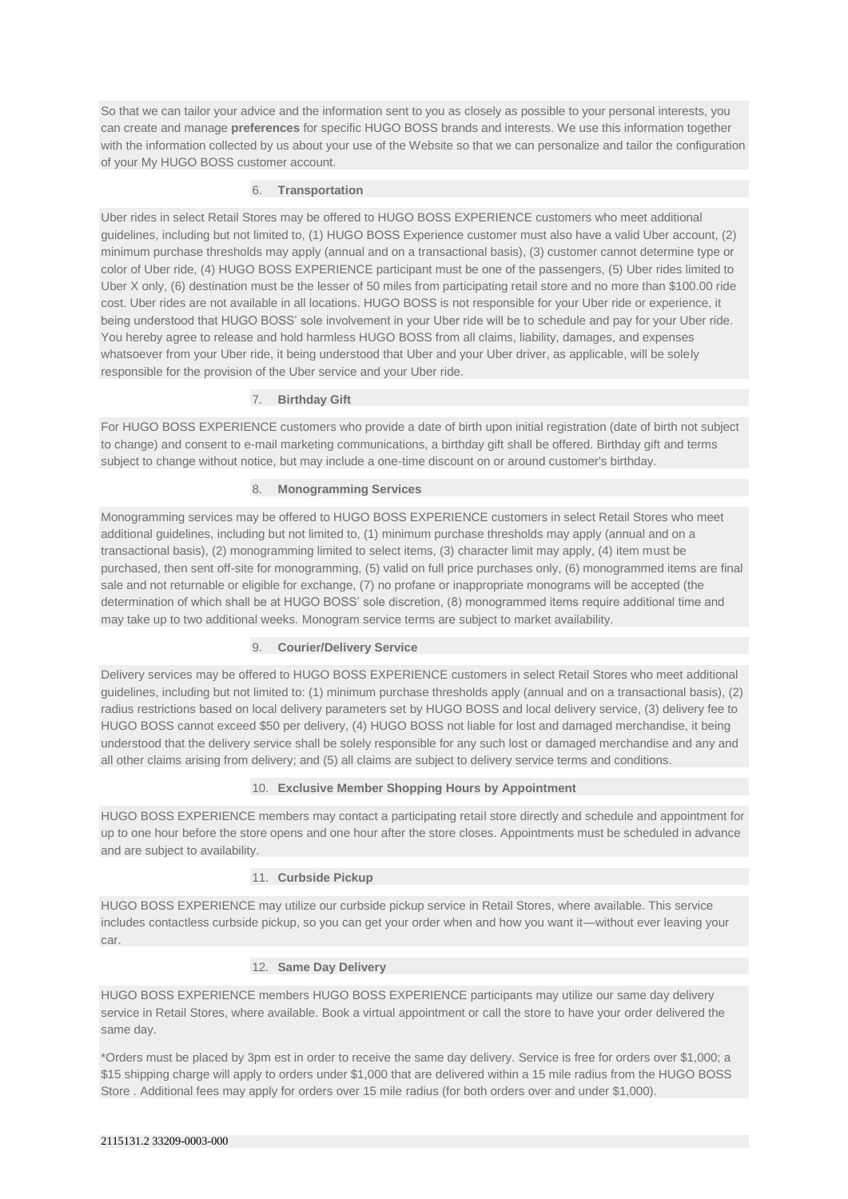So that we can tailor your advice and the information sent to you as closely as possible to your personal interests, you can create and manage **preferences** for specific HUGO BOSS brands and interests. We use this information together with the information collected by us about your use of the Website so that we can personalize and tailor the configuration of your My HUGO BOSS customer account.

### 6. Transportation

Uber rides in select Retail Stores may be offered to HUGO BOSS EXPERIENCE customers who meet additional guidelines, including but not limited to, (1) HUGO BOSS Experience customer must also have a valid Uber account, (2) minimum purchase thresholds may apply (annual and on a transactional basis), (3) customer cannot determine type or color of Uber ride, (4) HUGO BOSS EXPERIENCE participant must be one of the passengers, (5) Uber rides limited to Uber X only, (6) destination must be the lesser of 50 miles from participating retail store and no more than $100.00 ride cost. Uber rides are not available in all locations. HUGO BOSS is not responsible for your Uber ride or experience, it being understood that HUGO BOSS' sole involvement in your Uber ride will be to schedule and pay for your Uber ride. You hereby agree to release and hold harmless HUGO BOSS from all claims, liability, damages, and expenses whatsoever from your Uber ride, it being understood that Uber and your Uber driver, as applicable, will be solely responsible for the provision of the Uber service and your Uber ride.

### 7. Birthday Gift

For HUGO BOSS EXPERIENCE customers who provide a date of birth upon initial registration (date of birth not subject to change) and consent to e-mail marketing communications, a birthday gift shall be offered. Birthday gift and terms subject to change without notice, but may include a one-time discount on or around customer's birthday.

### 8. Monogramming Services

Monogramming services may be offered to HUGO BOSS EXPERIENCE customers in select Retail Stores who meet additional guidelines, including but not limited to, (1) minimum purchase thresholds may apply (annual and on a transactional basis), (2) monogramming limited to select items, (3) character limit may apply, (4) item must be purchased, then sent off-site for monogramming, (5) valid on full price purchases only, (6) monogrammed items are final sale and not returnable or eligible for exchange, (7) no profane or inappropriate monograms will be accepted (the determination of which shall be at HUGO BOSS' sole discretion, (8) monogrammed items require additional time and may take up to two additional weeks. Monogram service terms are subject to market availability.

### 9. Courier/Delivery Service

Delivery services may be offered to HUGO BOSS EXPERIENCE customers in select Retail Stores who meet additional guidelines, including but not limited to: (1) minimum purchase thresholds apply (annual and on a transactional basis), (2) radius restrictions based on local delivery parameters set by HUGO BOSS and local delivery service, (3) delivery fee to HUGO BOSS cannot exceed $50 per delivery, (4) HUGO BOSS not liable for lost and damaged merchandise, it being understood that the delivery service shall be solely responsible for any such lost or damaged merchandise and any and all other claims arising from delivery; and (5) all claims are subject to delivery service terms and conditions.

### 10. Exclusive Member Shopping Hours by Appointment

HUGO BOSS EXPERIENCE members may contact a participating retail store directly and schedule and appointment for up to one hour before the store opens and one hour after the store closes. Appointments must be scheduled in advance and are subject to availability.

### 11. Curbside Pickup

HUGO BOSS EXPERIENCE may utilize our curbside pickup service in Retail Stores, where available. This service includes contactless curbside pickup, so you can get your order when and how you want it—without ever leaving your car.

### 12. Same Day Delivery

HUGO BOSS EXPERIENCE members HUGO BOSS EXPERIENCE participants may utilize our same day delivery service in Retail Stores, where available. Book a virtual appointment or call the store to have your order delivered the same day.

*Orders must be placed by 3pm est in order to receive the same day delivery. Service is free for orders over $1,000; a $15 shipping charge will apply to orders under $1,000 that are delivered within a 15 mile radius from the HUGO BOSS Store . Additional fees may apply for orders over 15 mile radius (for both orders over and under $1,000).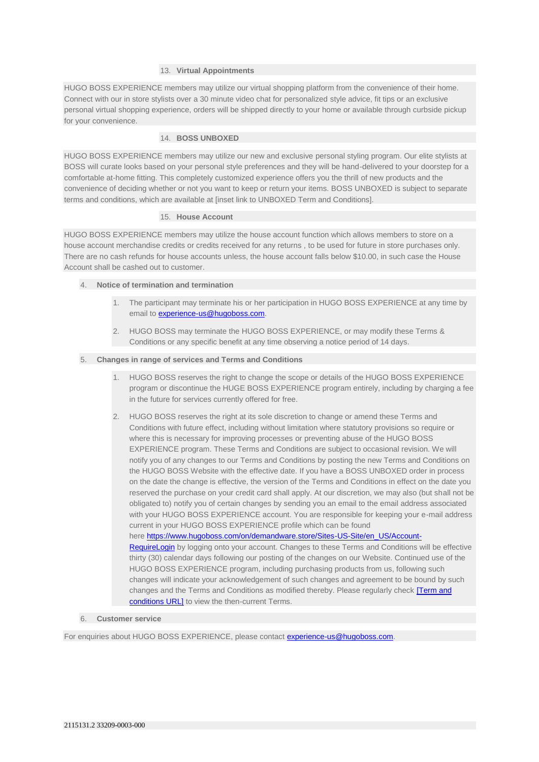13. **Virtual Appointments**

HUGO BOSS EXPERIENCE members may utilize our virtual shopping platform from the convenience of their home. Connect with our in store stylists over a 30 minute video chat for personalized style advice, fit tips or an exclusive personal virtual shopping experience, orders will be shipped directly to your home or available through curbside pickup for your convenience.

14. **BOSS UNBOXED**

HUGO BOSS EXPERIENCE members may utilize our new and exclusive personal styling program. Our elite stylists at BOSS will curate looks based on your personal style preferences and they will be hand-delivered to your doorstep for a comfortable at-home fitting. This completely customized experience offers you the thrill of new products and the convenience of deciding whether or not you want to keep or return your items. BOSS UNBOXED is subject to separate terms and conditions, which are available at [inset link to UNBOXED Term and Conditions].

15. **House Account**

HUGO BOSS EXPERIENCE members may utilize the house account function which allows members to store on a house account merchandise credits or credits received for any returns , to be used for future in store purchases only. There are no cash refunds for house accounts unless, the house account falls below $10.00, in such case the House Account shall be cashed out to customer.

## 4. Notice of termination and termination

1. The participant may terminate his or her participation in HUGO BOSS EXPERIENCE at any time by email to experience-us@hugoboss.com.
2. HUGO BOSS may terminate the HUGO BOSS EXPERIENCE, or may modify these Terms & Conditions or any specific benefit at any time observing a notice period of 14 days.

## 5. Changes in range of services and Terms and Conditions

1. HUGO BOSS reserves the right to change the scope or details of the HUGO BOSS EXPERIENCE program or discontinue the HUGE BOSS EXPERIENCE program entirely, including by charging a fee in the future for services currently offered for free.
2. HUGO BOSS reserves the right at its sole discretion to change or amend these Terms and Conditions with future effect, including without limitation where statutory provisions so require or where this is necessary for improving processes or preventing abuse of the HUGO BOSS EXPERIENCE program. These Terms and Conditions are subject to occasional revision. We will notify you of any changes to our Terms and Conditions by posting the new Terms and Conditions on the HUGO BOSS Website with the effective date. If you have a BOSS UNBOXED order in process on the date the change is effective, the version of the Terms and Conditions in effect on the date you reserved the purchase on your credit card shall apply. At our discretion, we may also (but shall not be obligated to) notify you of certain changes by sending you an email to the email address associated with your HUGO BOSS EXPERIENCE account. You are responsible for keeping your e-mail address current in your HUGO BOSS EXPERIENCE profile which can be found here https://www.hugoboss.com/on/demandware.store/Sites-US-Site/en_US/Account-RequireLogin by logging onto your account. Changes to these Terms and Conditions will be effective thirty (30) calendar days following our posting of the changes on our Website. Continued use of the HUGO BOSS EXPERIENCE program, including purchasing products from us, following such changes will indicate your acknowledgement of such changes and agreement to be bound by such changes and the Terms and Conditions as modified thereby. Please regularly check [Term and conditions URL] to view the then-current Terms.

## 6. Customer service

For enquiries about HUGO BOSS EXPERIENCE, please contact experience-us@hugoboss.com.

2115131.2 33209-0003-000